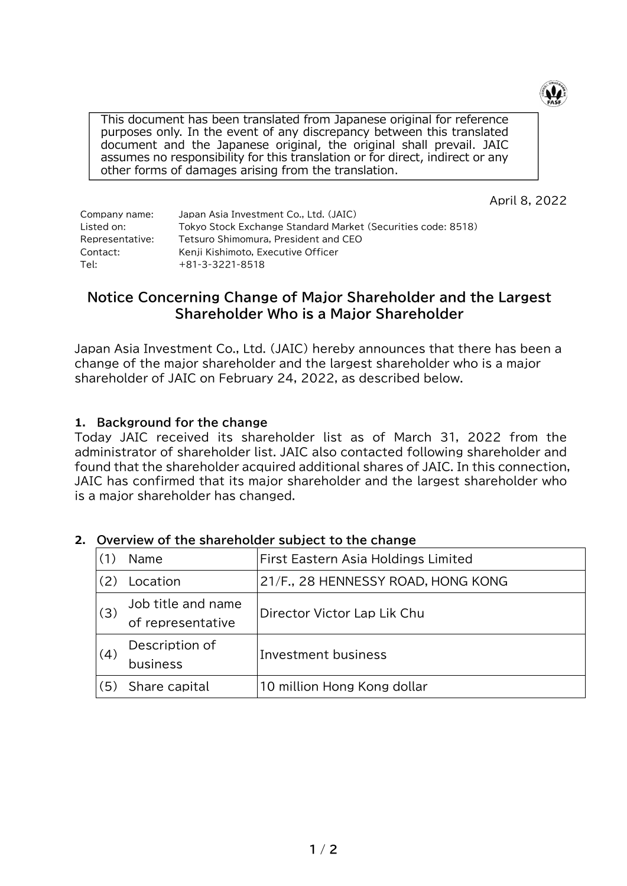This document has been translated from Japanese original for reference purposes only. In the event of any discrepancy between this translated document and the Japanese original, the original shall prevail. JAIC assumes no responsibility for this translation or for direct, indirect or any other forms of damages arising from the translation.

April 8, 2022

Company name: Japan Asia Investment Co., Ltd. (JAIC)
Listed on: Tokyo Stock Exchange Standard Market (Securities code: 8518)
Representative: Tetsuro Shimomura, President and CEO
Contact: Kenji Kishimoto, Executive Officer
Tel: +81-3-3221-8518

# Notice Concerning Change of Major Shareholder and the Largest Shareholder Who is a Major Shareholder

Japan Asia Investment Co., Ltd. (JAIC) hereby announces that there has been a change of the major shareholder and the largest shareholder who is a major shareholder of JAIC on February 24, 2022, as described below.

## 1. Background for the change

Today JAIC received its shareholder list as of March 31, 2022 from the administrator of shareholder list. JAIC also contacted following shareholder and found that the shareholder acquired additional shares of JAIC. In this connection, JAIC has confirmed that its major shareholder and the largest shareholder who is a major shareholder has changed.

## 2. Overview of the shareholder subject to the change

| | | |
|---|---|---|
| (1) | Name | First Eastern Asia Holdings Limited |
| (2) | Location | 21/F., 28 HENNESSY ROAD, HONG KONG |
| (3) | Job title and name of representative | Director Victor Lap Lik Chu |
| (4) | Description of business | Investment business |
| (5) | Share capital | 10 million Hong Kong dollar |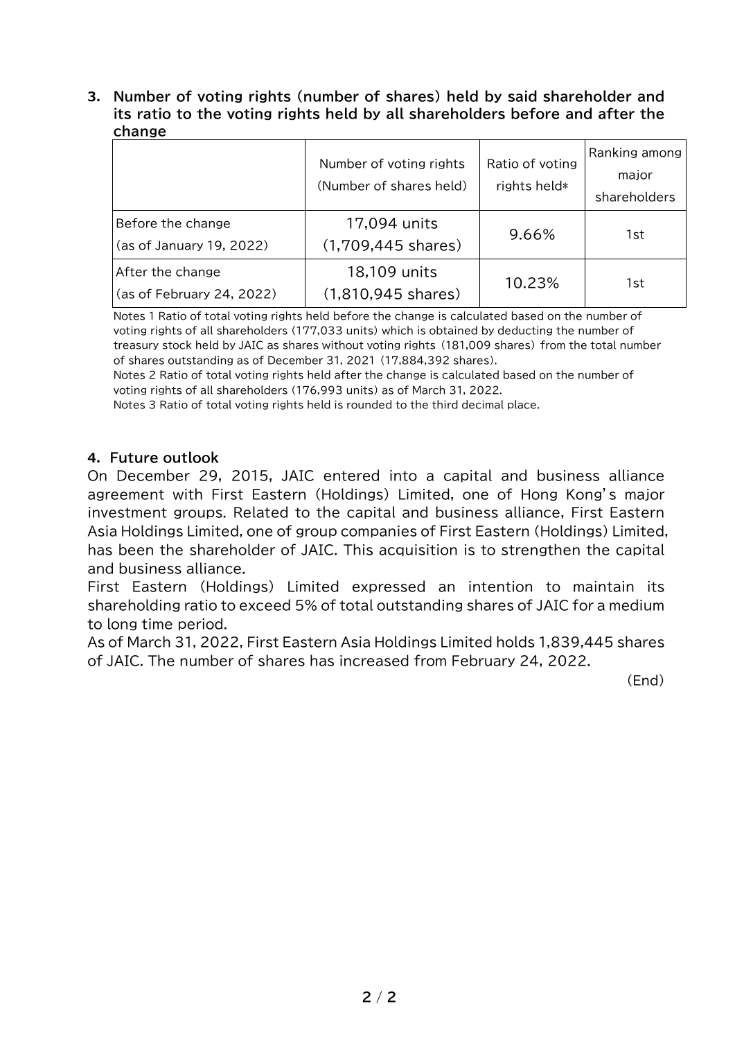### 3. Number of voting rights (number of shares) held by said shareholder and its ratio to the voting rights held by all shareholders before and after the change

| | Number of voting rights (Number of shares held) | Ratio of voting rights held* | Ranking among major shareholders |
|---|---|---|---|
| Before the change (as of January 19, 2022) | 17,094 units (1,709,445 shares) | 9.66% | 1st |
| After the change (as of February 24, 2022) | 18,109 units (1,810,945 shares) | 10.23% | 1st |

Notes 1 Ratio of total voting rights held before the change is calculated based on the number of voting rights of all shareholders (177,033 units) which is obtained by deducting the number of treasury stock held by JAIC as shares without voting rights (181,009 shares) from the total number of shares outstanding as of December 31, 2021 (17,884,392 shares).
Notes 2 Ratio of total voting rights held after the change is calculated based on the number of voting rights of all shareholders (176,993 units) as of March 31, 2022.
Notes 3 Ratio of total voting rights held is rounded to the third decimal place.

### 4. Future outlook

On December 29, 2015, JAIC entered into a capital and business alliance agreement with First Eastern (Holdings) Limited, one of Hong Kong's major investment groups. Related to the capital and business alliance, First Eastern Asia Holdings Limited, one of group companies of First Eastern (Holdings) Limited, has been the shareholder of JAIC. This acquisition is to strengthen the capital and business alliance.

First Eastern (Holdings) Limited expressed an intention to maintain its shareholding ratio to exceed 5% of total outstanding shares of JAIC for a medium to long time period.

As of March 31, 2022, First Eastern Asia Holdings Limited holds 1,839,445 shares of JAIC. The number of shares has increased from February 24, 2022.

(End)